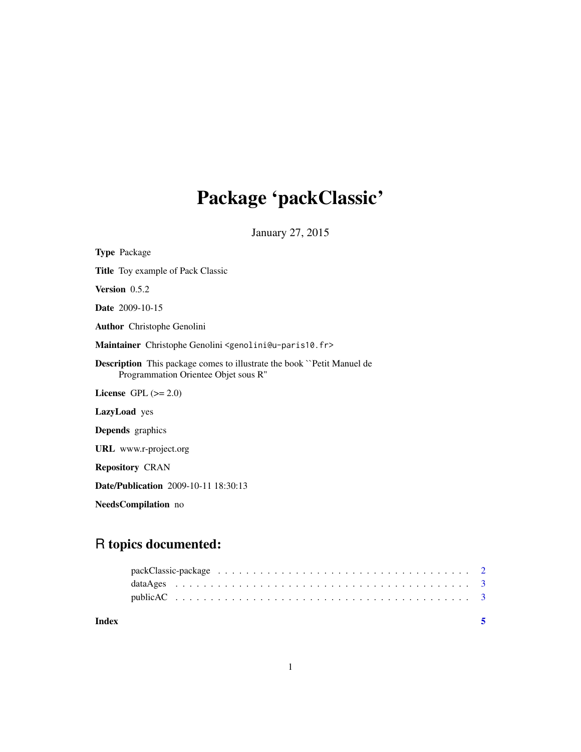# Package 'packClassic'

January 27, 2015

**Type** Package

**Title** Toy example of Pack Classic

**Version** 0.5.2

**Date** 2009-10-15

**Author** Christophe Genolini

**Maintainer** Christophe Genolini <genolini@u-paris10.fr>

**Description** This package comes to illustrate the book ``Petit Manuel de Programmation Orientee Objet sous R''

**License** GPL (>= 2.0)

**LazyLoad** yes

**Depends** graphics

**URL** www.r-project.org

**Repository** CRAN

**Date/Publication** 2009-10-11 18:30:13

**NeedsCompilation** no

## R topics documented:

- packClassic-package . . . . . . . . . . . . . . . . . . . . . . . . . . . . . . . . . . . . 2
- dataAges . . . . . . . . . . . . . . . . . . . . . . . . . . . . . . . . . . . . . . . . . 3
- publicAC . . . . . . . . . . . . . . . . . . . . . . . . . . . . . . . . . . . . . . . . . 3

**Index** 5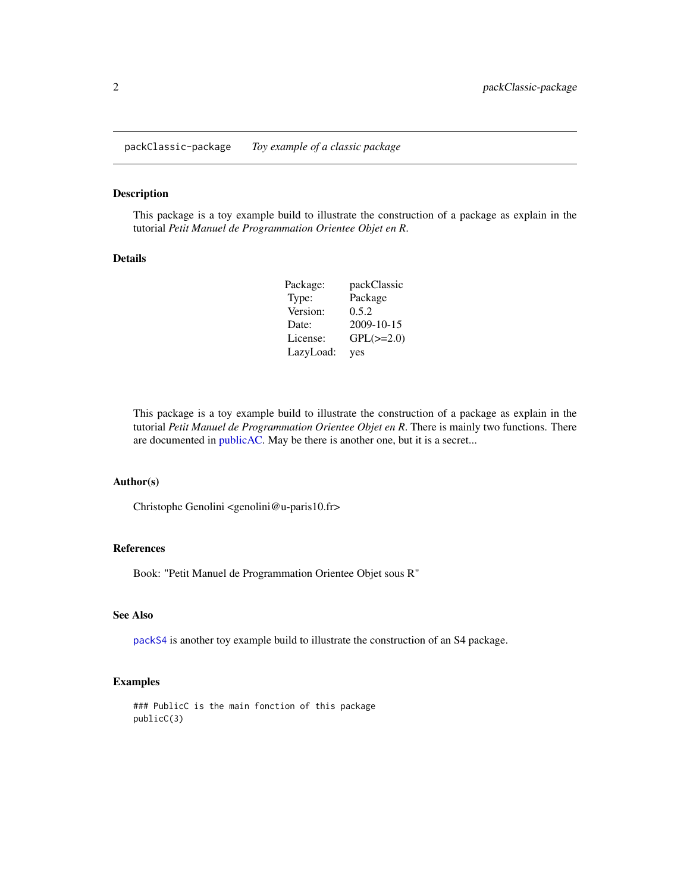`packClassic-package` *Toy example of a classic package*

## Description

This package is a toy example build to illustrate the construction of a package as explain in the tutorial *Petit Manuel de Programmation Orientee Objet en R*.

## Details

| | |
|---|---|
| Package: | packClassic |
| Type: | Package |
| Version: | 0.5.2 |
| Date: | 2009-10-15 |
| License: | GPL(>=2.0) |
| LazyLoad: | yes |

This package is a toy example build to illustrate the construction of a package as explain in the tutorial *Petit Manuel de Programmation Orientee Objet en R*. There is mainly two functions. There are documented in publicAC. May be there is another one, but it is a secret...

## Author(s)

Christophe Genolini <genolini@u-paris10.fr>

## References

Book: "Petit Manuel de Programmation Orientee Objet sous R"

## See Also

`packS4` is another toy example build to illustrate the construction of an S4 package.

## Examples

```
### PublicC is the main fonction of this package
publicC(3)
```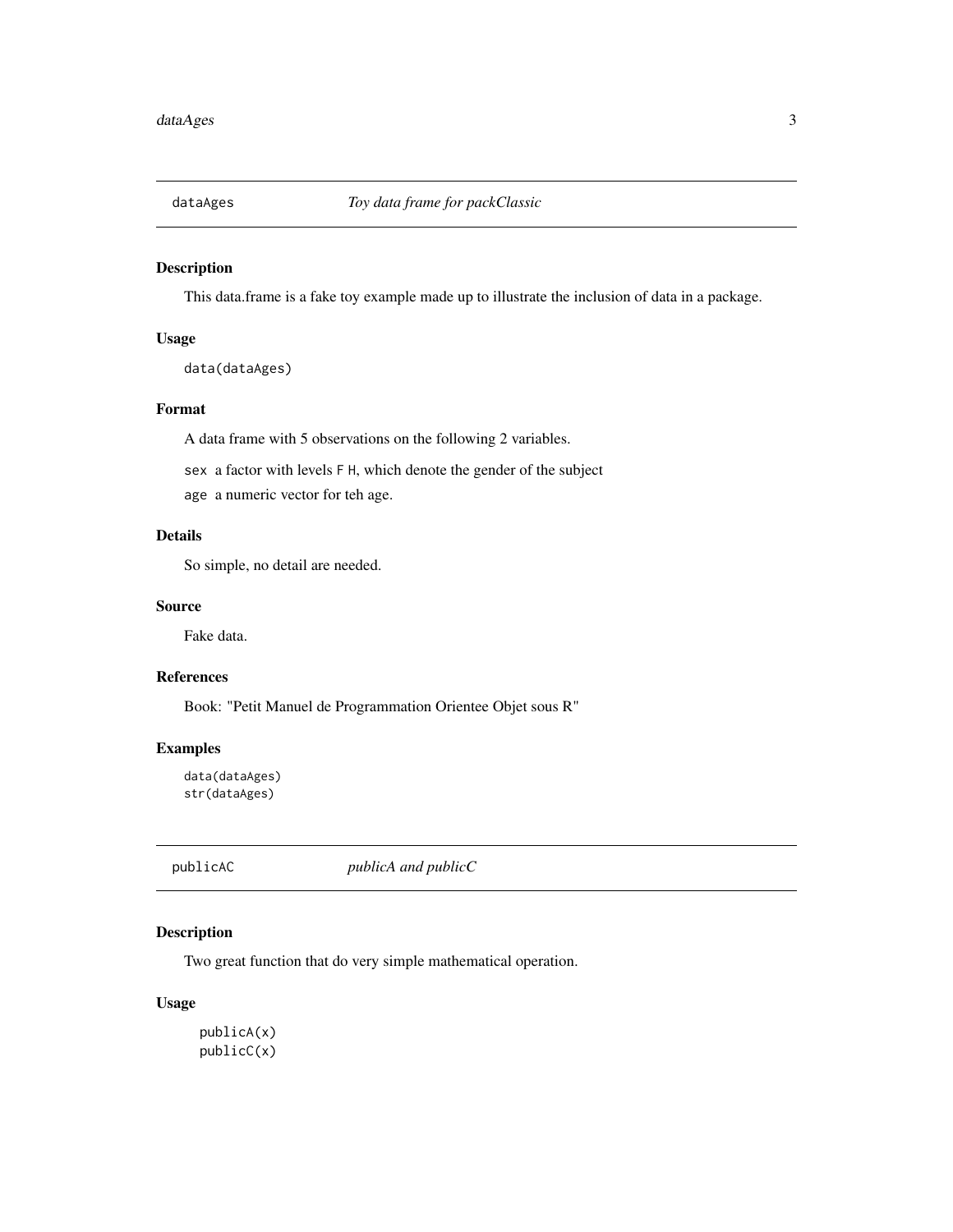## dataAges — *Toy data frame for packClassic*

### Description

This data.frame is a fake toy example made up to illustrate the inclusion of data in a package.

### Usage

```
data(dataAges)
```

### Format

A data frame with 5 observations on the following 2 variables.

`sex` a factor with levels `F` `H`, which denote the gender of the subject

`age` a numeric vector for teh age.

### Details

So simple, no detail are needed.

### Source

Fake data.

### References

Book: "Petit Manuel de Programmation Orientee Objet sous R"

### Examples

```
data(dataAges)
str(dataAges)
```

## publicAC — *publicA and publicC*

### Description

Two great function that do very simple mathematical operation.

### Usage

```
publicA(x)
publicC(x)
```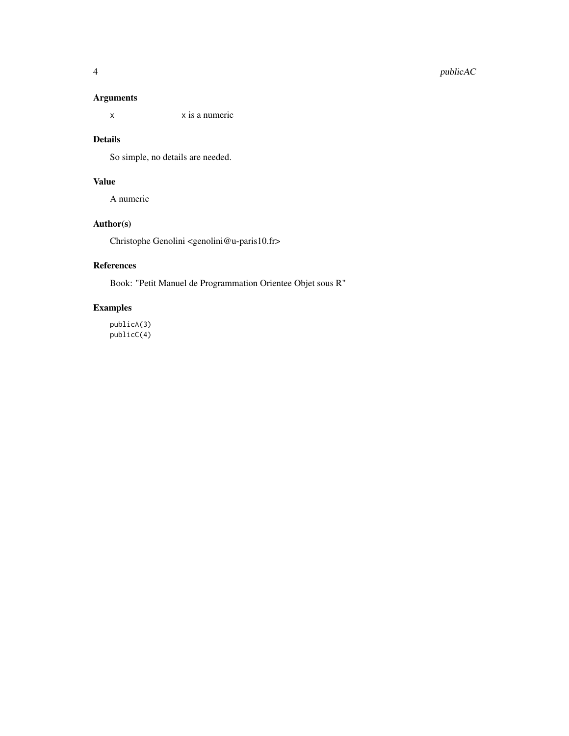### Arguments

| | |
|---|---|
| `x` | `x` is a numeric |

### Details

So simple, no details are needed.

### Value

A numeric

### Author(s)

Christophe Genolini <genolini@u-paris10.fr>

### References

Book: "Petit Manuel de Programmation Orientee Objet sous R"

### Examples

```
publicA(3)
publicC(4)
```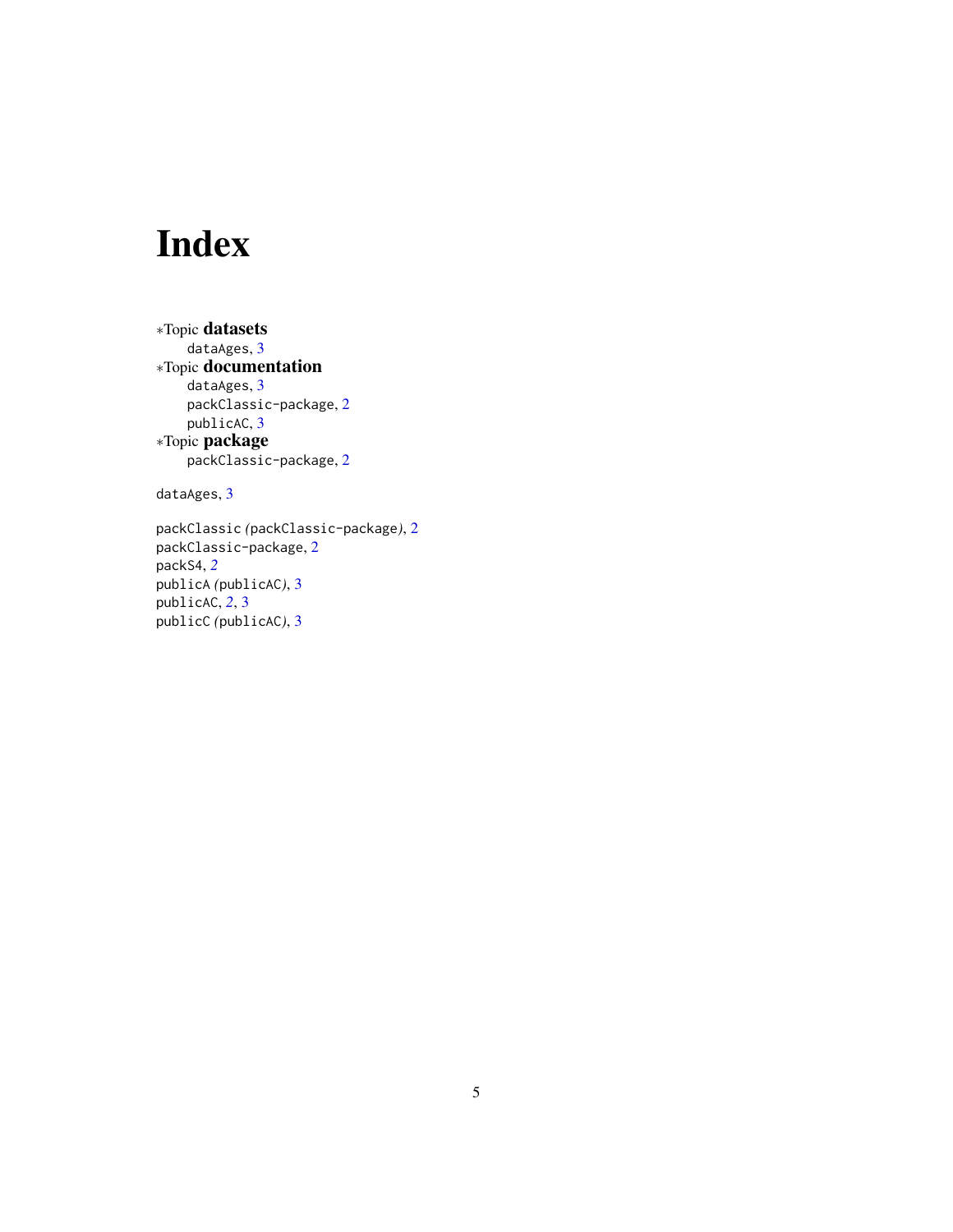# Index

∗Topic **datasets**
  dataAges, 3
∗Topic **documentation**
  dataAges, 3
  packClassic-package, 2
  publicAC, 3
∗Topic **package**
  packClassic-package, 2

dataAges, 3

packClassic *(*packClassic-package*)*, 2
packClassic-package, 2
packS4, *2*
publicA *(*publicAC*)*, 3
publicAC, *2*, 3
publicC *(*publicAC*)*, 3